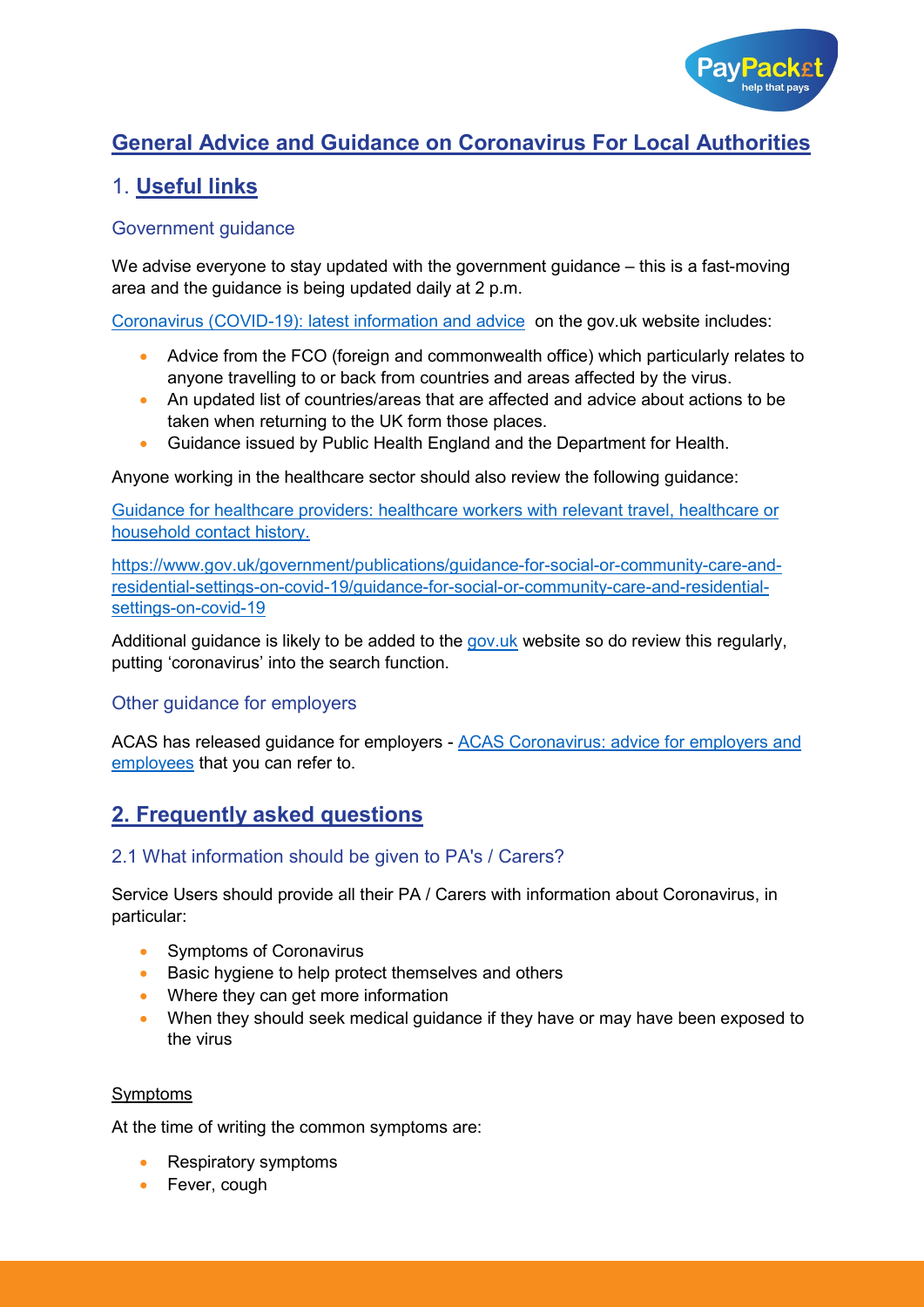# General Advice and Guidance on Coronavirus For Local Authorities

## 1. Useful links

### Government guidance

We advise everyone to stay updated with the government guidance – this is a fast-moving area and the guidance is being updated daily at 2 p.m.

Coronavirus (COVID-19): latest information and advice on the gov.uk website includes:

- Advice from the FCO (foreign and commonwealth office) which particularly relates to anyone travelling to or back from countries and areas affected by the virus.
- An updated list of countries/areas that are affected and advice about actions to be taken when returning to the UK form those places.
- Guidance issued by Public Health England and the Department for Health.

Anyone working in the healthcare sector should also review the following guidance:

Guidance for healthcare providers: healthcare workers with relevant travel, healthcare or household contact history.

https://www.gov.uk/government/publications/guidance-for-social-or-community-care-and-residential-settings-on-covid-19/guidance-for-social-or-community-care-and-residential-settings-on-covid-19

Additional guidance is likely to be added to the gov.uk website so do review this regularly, putting 'coronavirus' into the search function.

### Other guidance for employers

ACAS has released guidance for employers - ACAS Coronavirus: advice for employers and employees that you can refer to.

## 2. Frequently asked questions

### 2.1 What information should be given to PA's / Carers?

Service Users should provide all their PA / Carers with information about Coronavirus, in particular:

- Symptoms of Coronavirus
- Basic hygiene to help protect themselves and others
- Where they can get more information
- When they should seek medical guidance if they have or may have been exposed to the virus

Symptoms

At the time of writing the common symptoms are:

- Respiratory symptoms
- Fever, cough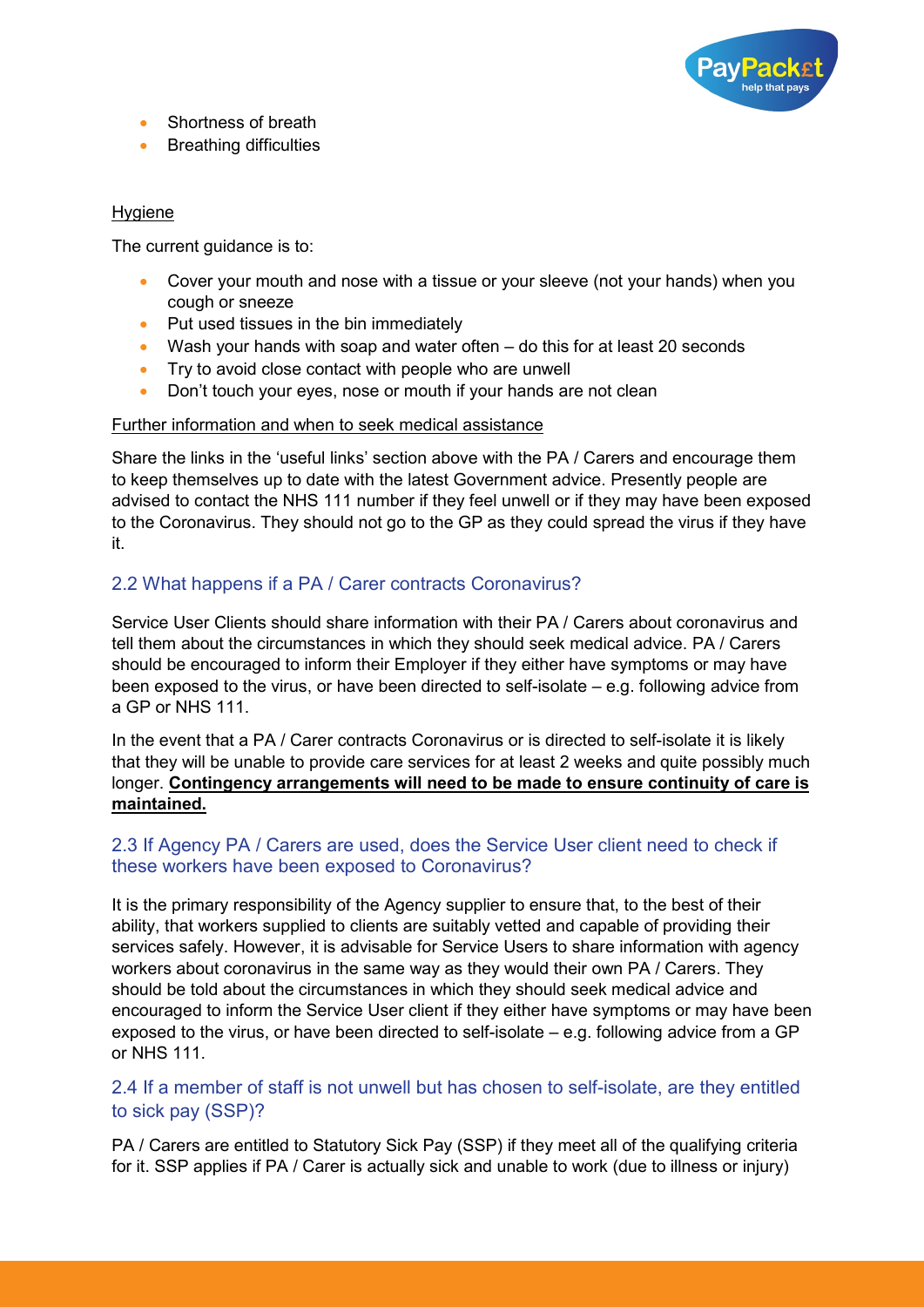- Shortness of breath
- Breathing difficulties

Hygiene

The current guidance is to:

- Cover your mouth and nose with a tissue or your sleeve (not your hands) when you cough or sneeze
- Put used tissues in the bin immediately
- Wash your hands with soap and water often – do this for at least 20 seconds
- Try to avoid close contact with people who are unwell
- Don't touch your eyes, nose or mouth if your hands are not clean

Further information and when to seek medical assistance

Share the links in the 'useful links' section above with the PA / Carers and encourage them to keep themselves up to date with the latest Government advice. Presently people are advised to contact the NHS 111 number if they feel unwell or if they may have been exposed to the Coronavirus. They should not go to the GP as they could spread the virus if they have it.

## 2.2 What happens if a PA / Carer contracts Coronavirus?

Service User Clients should share information with their PA / Carers about coronavirus and tell them about the circumstances in which they should seek medical advice. PA / Carers should be encouraged to inform their Employer if they either have symptoms or may have been exposed to the virus, or have been directed to self-isolate – e.g. following advice from a GP or NHS 111.

In the event that a PA / Carer contracts Coronavirus or is directed to self-isolate it is likely that they will be unable to provide care services for at least 2 weeks and quite possibly much longer. **Contingency arrangements will need to be made to ensure continuity of care is maintained.**

## 2.3 If Agency PA / Carers are used, does the Service User client need to check if these workers have been exposed to Coronavirus?

It is the primary responsibility of the Agency supplier to ensure that, to the best of their ability, that workers supplied to clients are suitably vetted and capable of providing their services safely. However, it is advisable for Service Users to share information with agency workers about coronavirus in the same way as they would their own PA / Carers. They should be told about the circumstances in which they should seek medical advice and encouraged to inform the Service User client if they either have symptoms or may have been exposed to the virus, or have been directed to self-isolate – e.g. following advice from a GP or NHS 111.

## 2.4 If a member of staff is not unwell but has chosen to self-isolate, are they entitled to sick pay (SSP)?

PA / Carers are entitled to Statutory Sick Pay (SSP) if they meet all of the qualifying criteria for it. SSP applies if PA / Carer is actually sick and unable to work (due to illness or injury)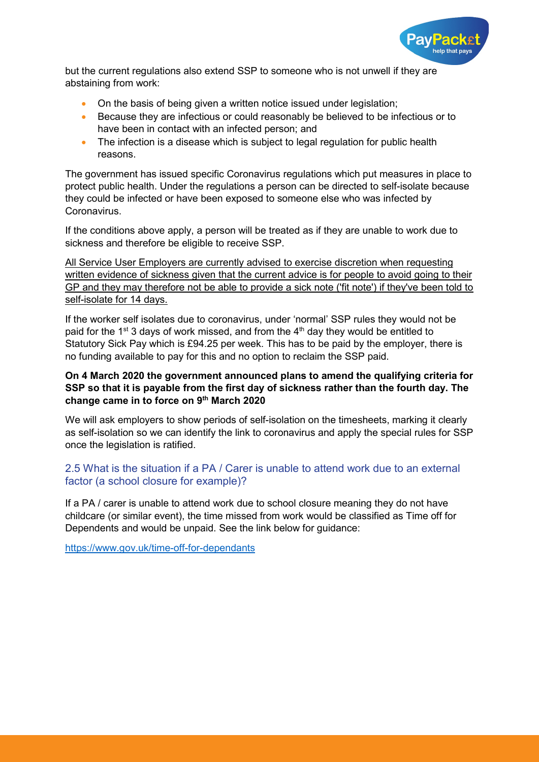but the current regulations also extend SSP to someone who is not unwell if they are abstaining from work:

- On the basis of being given a written notice issued under legislation;
- Because they are infectious or could reasonably be believed to be infectious or to have been in contact with an infected person; and
- The infection is a disease which is subject to legal regulation for public health reasons.

The government has issued specific Coronavirus regulations which put measures in place to protect public health. Under the regulations a person can be directed to self-isolate because they could be infected or have been exposed to someone else who was infected by Coronavirus.

If the conditions above apply, a person will be treated as if they are unable to work due to sickness and therefore be eligible to receive SSP.

<u>All Service User Employers are currently advised to exercise discretion when requesting written evidence of sickness given that the current advice is for people to avoid going to their GP and they may therefore not be able to provide a sick note ('fit note') if they've been told to self-isolate for 14 days.</u>

If the worker self isolates due to coronavirus, under 'normal' SSP rules they would not be paid for the 1st 3 days of work missed, and from the 4th day they would be entitled to Statutory Sick Pay which is £94.25 per week. This has to be paid by the employer, there is no funding available to pay for this and no option to reclaim the SSP paid.

**On 4 March 2020 the government announced plans to amend the qualifying criteria for SSP so that it is payable from the first day of sickness rather than the fourth day. The change came in to force on 9th March 2020**

We will ask employers to show periods of self-isolation on the timesheets, marking it clearly as self-isolation so we can identify the link to coronavirus and apply the special rules for SSP once the legislation is ratified.

### 2.5 What is the situation if a PA / Carer is unable to attend work due to an external factor (a school closure for example)?

If a PA / carer is unable to attend work due to school closure meaning they do not have childcare (or similar event), the time missed from work would be classified as Time off for Dependents and would be unpaid. See the link below for guidance:

https://www.gov.uk/time-off-for-dependants